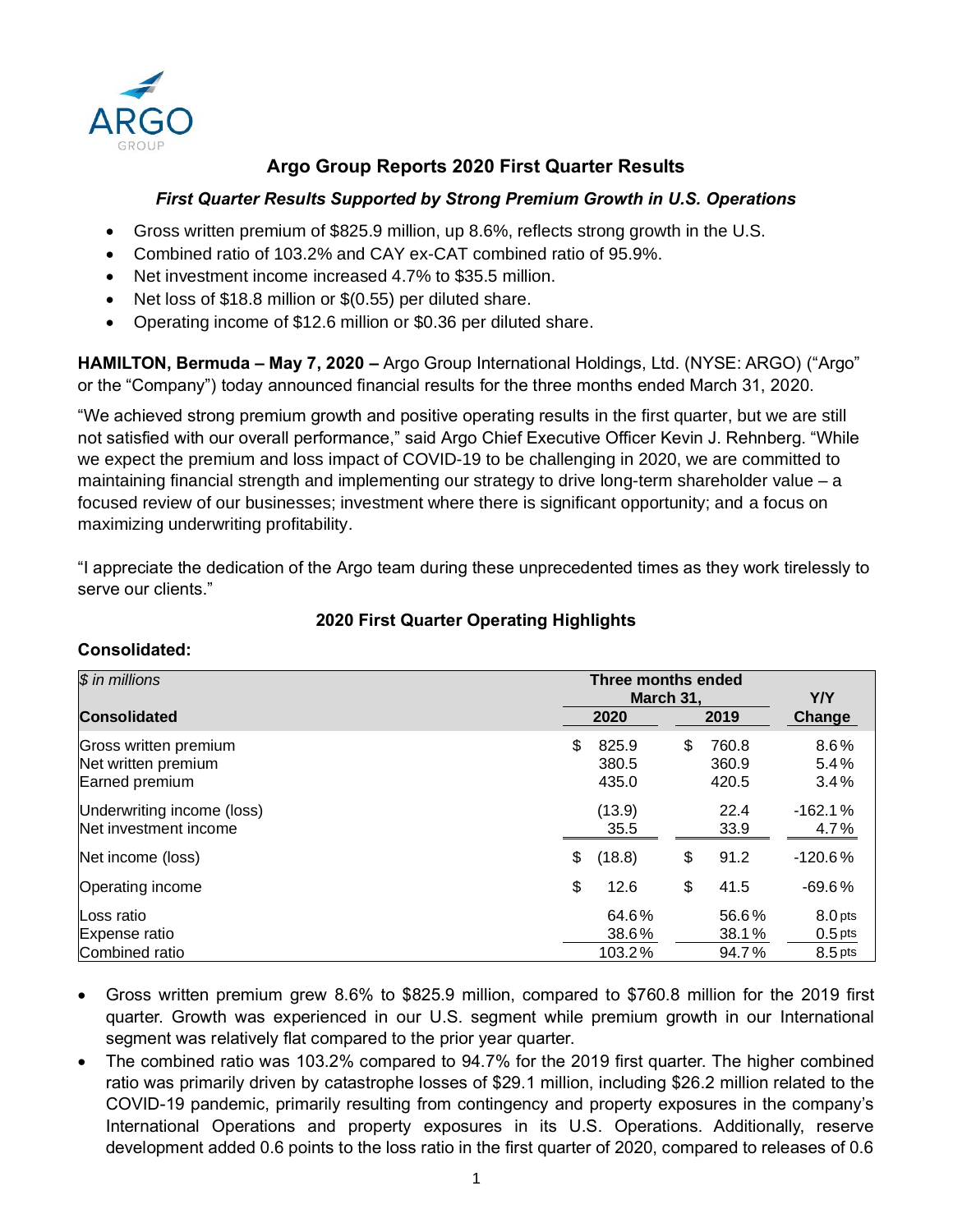# Argo Group Reports 2020 First Quarter Results

### *First Quarter Results Supported by Strong Premium Growth in U.S. Operations*

- Gross written premium of $825.9 million, up 8.6%, reflects strong growth in the U.S.
- Combined ratio of 103.2% and CAY ex-CAT combined ratio of 95.9%.
- Net investment income increased 4.7% to $35.5 million.
- Net loss of $18.8 million or $(0.55) per diluted share.
- Operating income of $12.6 million or $0.36 per diluted share.

**HAMILTON, Bermuda – May 7, 2020 –** Argo Group International Holdings, Ltd. (NYSE: ARGO) ("Argo" or the "Company") today announced financial results for the three months ended March 31, 2020.

"We achieved strong premium growth and positive operating results in the first quarter, but we are still not satisfied with our overall performance," said Argo Chief Executive Officer Kevin J. Rehnberg. "While we expect the premium and loss impact of COVID-19 to be challenging in 2020, we are committed to maintaining financial strength and implementing our strategy to drive long-term shareholder value – a focused review of our businesses; investment where there is significant opportunity; and a focus on maximizing underwriting profitability.

"I appreciate the dedication of the Argo team during these unprecedented times as they work tirelessly to serve our clients."

## 2020 First Quarter Operating Highlights

**Consolidated:**

| *$ in millions* | Three months ended March 31, | | Y/Y |
|---|---|---|---|
| **Consolidated** | **2020** | **2019** | **Change** |
| Gross written premium | $ 825.9 | $ 760.8 | 8.6% |
| Net written premium | 380.5 | 360.9 | 5.4% |
| Earned premium | 435.0 | 420.5 | 3.4% |
| Underwriting income (loss) | (13.9) | 22.4 | -162.1% |
| Net investment income | 35.5 | 33.9 | 4.7% |
| Net income (loss) | $ (18.8) | $ 91.2 | -120.6% |
| Operating income | $ 12.6 | $ 41.5 | -69.6% |
| Loss ratio | 64.6% | 56.6% | 8.0 pts |
| Expense ratio | 38.6% | 38.1% | 0.5 pts |
| Combined ratio | 103.2% | 94.7% | 8.5 pts |

- Gross written premium grew 8.6% to $825.9 million, compared to $760.8 million for the 2019 first quarter. Growth was experienced in our U.S. segment while premium growth in our International segment was relatively flat compared to the prior year quarter.
- The combined ratio was 103.2% compared to 94.7% for the 2019 first quarter. The higher combined ratio was primarily driven by catastrophe losses of $29.1 million, including $26.2 million related to the COVID-19 pandemic, primarily resulting from contingency and property exposures in the company's International Operations and property exposures in its U.S. Operations. Additionally, reserve development added 0.6 points to the loss ratio in the first quarter of 2020, compared to releases of 0.6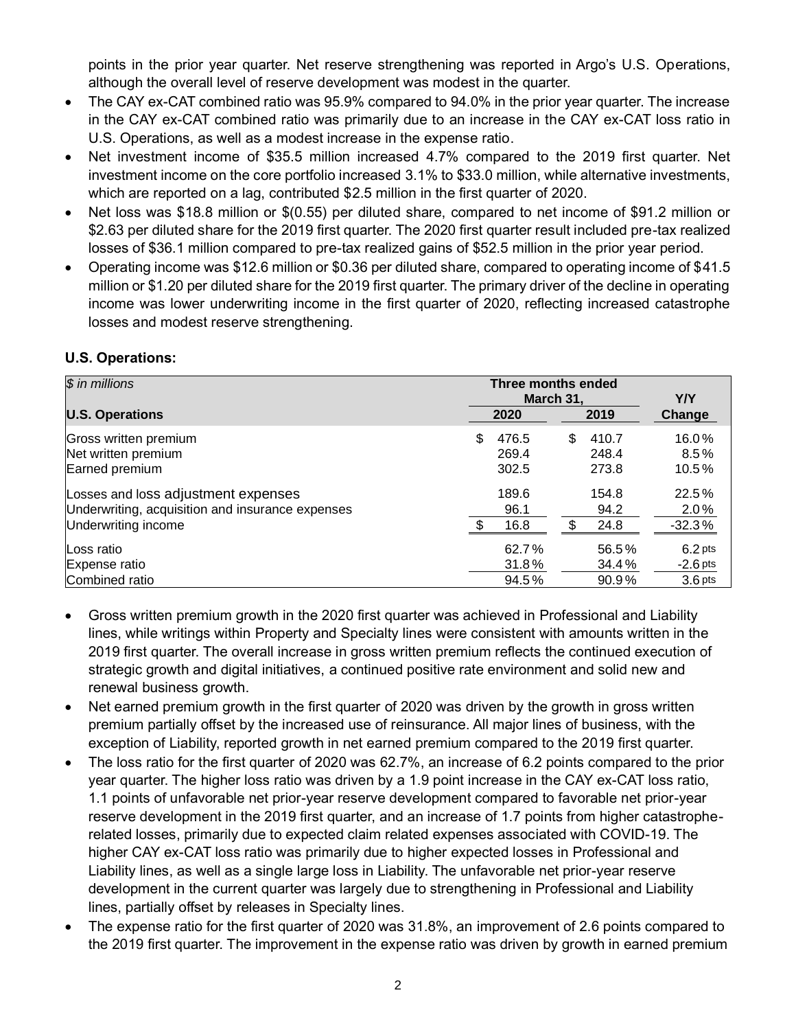points in the prior year quarter. Net reserve strengthening was reported in Argo's U.S. Operations, although the overall level of reserve development was modest in the quarter.

- The CAY ex-CAT combined ratio was 95.9% compared to 94.0% in the prior year quarter. The increase in the CAY ex-CAT combined ratio was primarily due to an increase in the CAY ex-CAT loss ratio in U.S. Operations, as well as a modest increase in the expense ratio.
- Net investment income of $35.5 million increased 4.7% compared to the 2019 first quarter. Net investment income on the core portfolio increased 3.1% to $33.0 million, while alternative investments, which are reported on a lag, contributed $2.5 million in the first quarter of 2020.
- Net loss was $18.8 million or $(0.55) per diluted share, compared to net income of $91.2 million or $2.63 per diluted share for the 2019 first quarter. The 2020 first quarter result included pre-tax realized losses of $36.1 million compared to pre-tax realized gains of $52.5 million in the prior year period.
- Operating income was $12.6 million or $0.36 per diluted share, compared to operating income of $41.5 million or $1.20 per diluted share for the 2019 first quarter. The primary driver of the decline in operating income was lower underwriting income in the first quarter of 2020, reflecting increased catastrophe losses and modest reserve strengthening.

**U.S. Operations:**

| *$ in millions* | Three months ended March 31, | | Y/Y |
|---|---|---|---|
| **U.S. Operations** | **2020** | **2019** | **Change** |
| Gross written premium | $ 476.5 | $ 410.7 | 16.0% |
| Net written premium | 269.4 | 248.4 | 8.5% |
| Earned premium | 302.5 | 273.8 | 10.5% |
| Losses and loss adjustment expenses | 189.6 | 154.8 | 22.5% |
| Underwriting, acquisition and insurance expenses | 96.1 | 94.2 | 2.0% |
| Underwriting income | $ 16.8 | $ 24.8 | -32.3% |
| Loss ratio | 62.7% | 56.5% | 6.2 pts |
| Expense ratio | 31.8% | 34.4% | -2.6 pts |
| Combined ratio | 94.5% | 90.9% | 3.6 pts |

- Gross written premium growth in the 2020 first quarter was achieved in Professional and Liability lines, while writings within Property and Specialty lines were consistent with amounts written in the 2019 first quarter. The overall increase in gross written premium reflects the continued execution of strategic growth and digital initiatives, a continued positive rate environment and solid new and renewal business growth.
- Net earned premium growth in the first quarter of 2020 was driven by the growth in gross written premium partially offset by the increased use of reinsurance. All major lines of business, with the exception of Liability, reported growth in net earned premium compared to the 2019 first quarter.
- The loss ratio for the first quarter of 2020 was 62.7%, an increase of 6.2 points compared to the prior year quarter. The higher loss ratio was driven by a 1.9 point increase in the CAY ex-CAT loss ratio, 1.1 points of unfavorable net prior-year reserve development compared to favorable net prior-year reserve development in the 2019 first quarter, and an increase of 1.7 points from higher catastrophe-related losses, primarily due to expected claim related expenses associated with COVID-19. The higher CAY ex-CAT loss ratio was primarily due to higher expected losses in Professional and Liability lines, as well as a single large loss in Liability. The unfavorable net prior-year reserve development in the current quarter was largely due to strengthening in Professional and Liability lines, partially offset by releases in Specialty lines.
- The expense ratio for the first quarter of 2020 was 31.8%, an improvement of 2.6 points compared to the 2019 first quarter. The improvement in the expense ratio was driven by growth in earned premium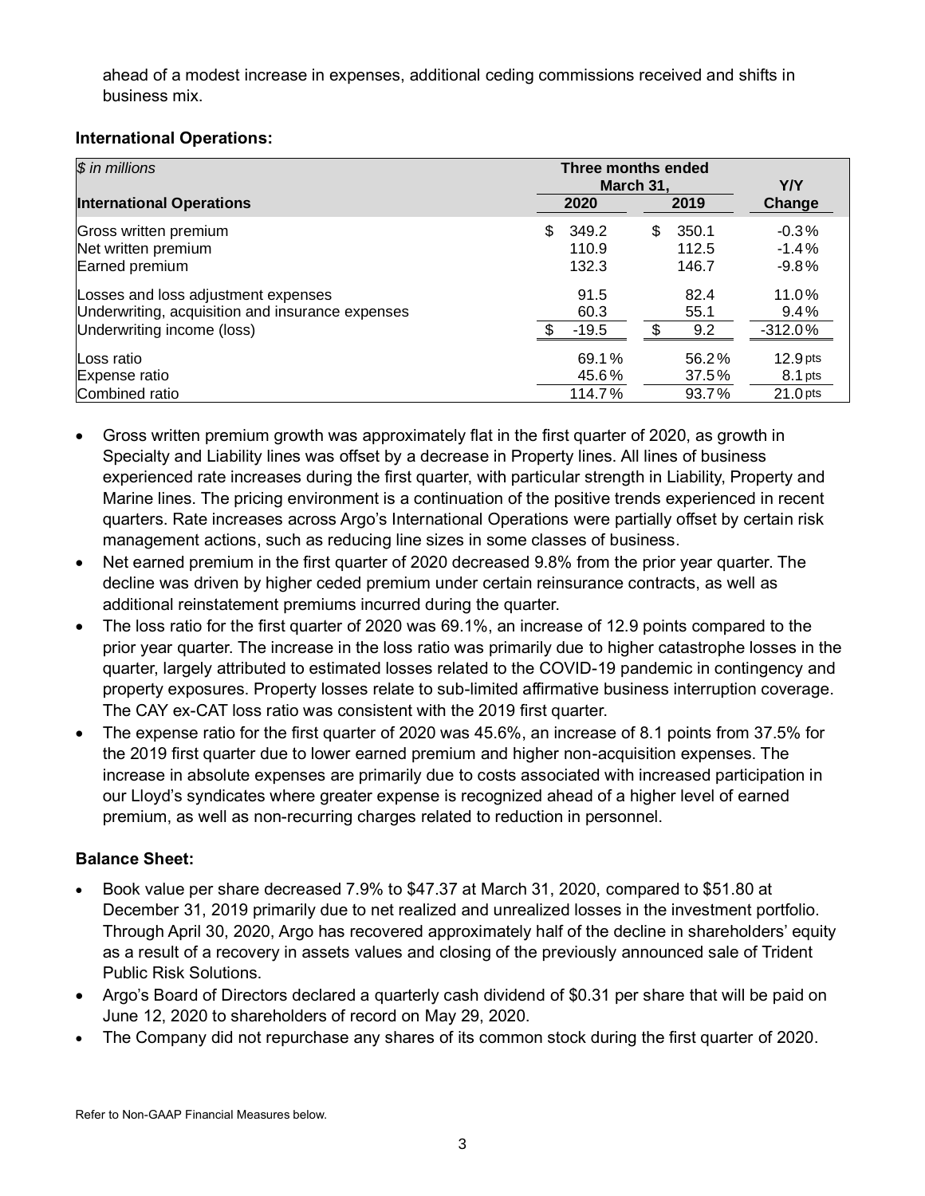ahead of a modest increase in expenses, additional ceding commissions received and shifts in business mix.

**International Operations:**

| *$ in millions* | Three months ended March 31, | | Y/Y |
|---|---|---|---|
| **International Operations** | **2020** | **2019** | **Change** |
| Gross written premium | $ 349.2 | $ 350.1 | -0.3% |
| Net written premium | 110.9 | 112.5 | -1.4% |
| Earned premium | 132.3 | 146.7 | -9.8% |
| Losses and loss adjustment expenses | 91.5 | 82.4 | 11.0% |
| Underwriting, acquisition and insurance expenses | 60.3 | 55.1 | 9.4% |
| Underwriting income (loss) | $ -19.5 | $ 9.2 | -312.0% |
| Loss ratio | 69.1% | 56.2% | 12.9 pts |
| Expense ratio | 45.6% | 37.5% | 8.1 pts |
| Combined ratio | 114.7% | 93.7% | 21.0 pts |

- Gross written premium growth was approximately flat in the first quarter of 2020, as growth in Specialty and Liability lines was offset by a decrease in Property lines. All lines of business experienced rate increases during the first quarter, with particular strength in Liability, Property and Marine lines. The pricing environment is a continuation of the positive trends experienced in recent quarters. Rate increases across Argo's International Operations were partially offset by certain risk management actions, such as reducing line sizes in some classes of business.
- Net earned premium in the first quarter of 2020 decreased 9.8% from the prior year quarter. The decline was driven by higher ceded premium under certain reinsurance contracts, as well as additional reinstatement premiums incurred during the quarter.
- The loss ratio for the first quarter of 2020 was 69.1%, an increase of 12.9 points compared to the prior year quarter. The increase in the loss ratio was primarily due to higher catastrophe losses in the quarter, largely attributed to estimated losses related to the COVID-19 pandemic in contingency and property exposures. Property losses relate to sub-limited affirmative business interruption coverage. The CAY ex-CAT loss ratio was consistent with the 2019 first quarter.
- The expense ratio for the first quarter of 2020 was 45.6%, an increase of 8.1 points from 37.5% for the 2019 first quarter due to lower earned premium and higher non-acquisition expenses. The increase in absolute expenses are primarily due to costs associated with increased participation in our Lloyd's syndicates where greater expense is recognized ahead of a higher level of earned premium, as well as non-recurring charges related to reduction in personnel.

**Balance Sheet:**

- Book value per share decreased 7.9% to $47.37 at March 31, 2020, compared to $51.80 at December 31, 2019 primarily due to net realized and unrealized losses in the investment portfolio. Through April 30, 2020, Argo has recovered approximately half of the decline in shareholders' equity as a result of a recovery in assets values and closing of the previously announced sale of Trident Public Risk Solutions.
- Argo's Board of Directors declared a quarterly cash dividend of $0.31 per share that will be paid on June 12, 2020 to shareholders of record on May 29, 2020.
- The Company did not repurchase any shares of its common stock during the first quarter of 2020.

Refer to Non-GAAP Financial Measures below.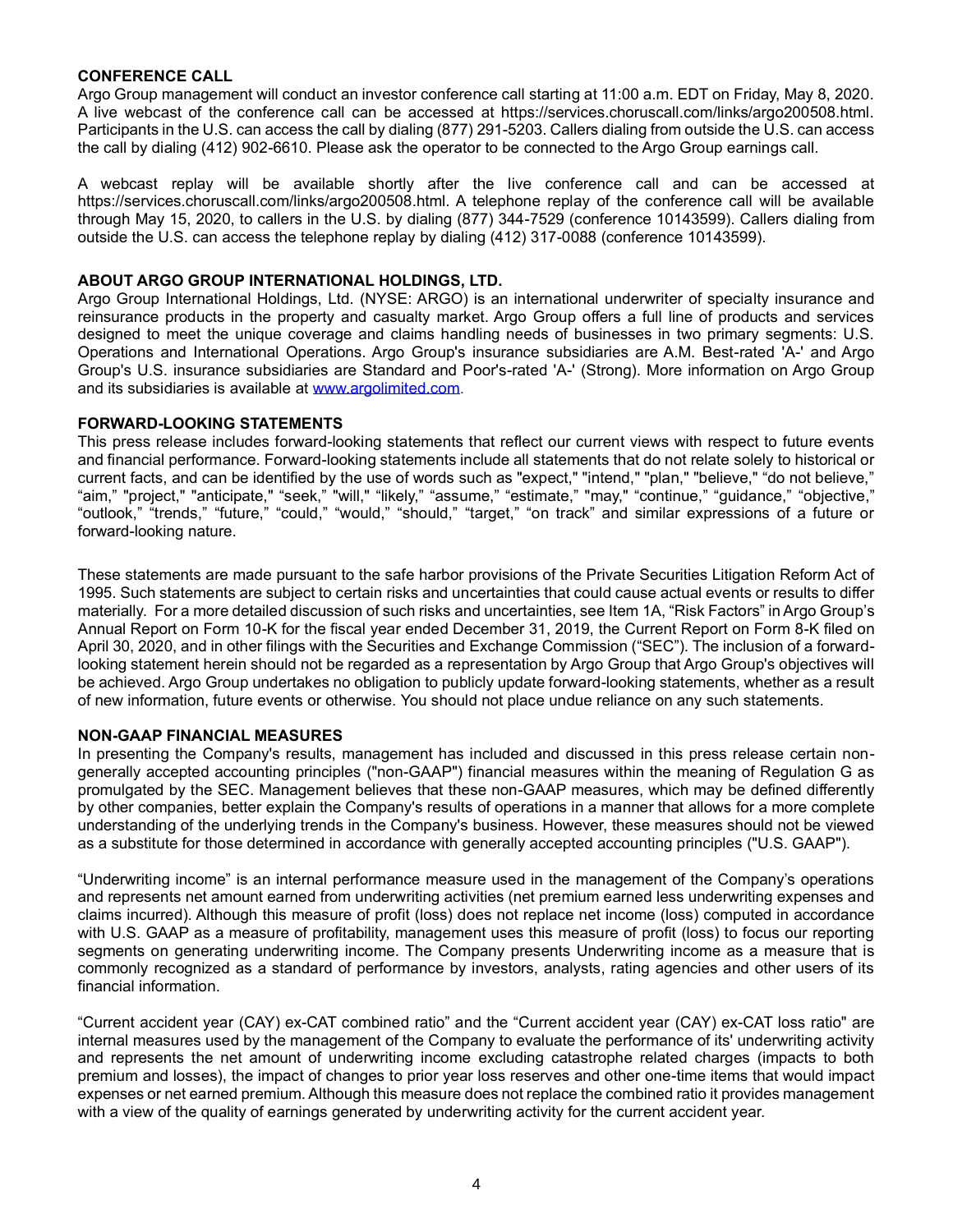**CONFERENCE CALL**

Argo Group management will conduct an investor conference call starting at 11:00 a.m. EDT on Friday, May 8, 2020. A live webcast of the conference call can be accessed at https://services.choruscall.com/links/argo200508.html. Participants in the U.S. can access the call by dialing (877) 291-5203. Callers dialing from outside the U.S. can access the call by dialing (412) 902-6610. Please ask the operator to be connected to the Argo Group earnings call.

A webcast replay will be available shortly after the live conference call and can be accessed at https://services.choruscall.com/links/argo200508.html. A telephone replay of the conference call will be available through May 15, 2020, to callers in the U.S. by dialing (877) 344-7529 (conference 10143599). Callers dialing from outside the U.S. can access the telephone replay by dialing (412) 317-0088 (conference 10143599).

**ABOUT ARGO GROUP INTERNATIONAL HOLDINGS, LTD.**

Argo Group International Holdings, Ltd. (NYSE: ARGO) is an international underwriter of specialty insurance and reinsurance products in the property and casualty market. Argo Group offers a full line of products and services designed to meet the unique coverage and claims handling needs of businesses in two primary segments: U.S. Operations and International Operations. Argo Group's insurance subsidiaries are A.M. Best-rated 'A-' and Argo Group's U.S. insurance subsidiaries are Standard and Poor's-rated 'A-' (Strong). More information on Argo Group and its subsidiaries is available at [www.argolimited.com](http://www.argolimited.com).

**FORWARD-LOOKING STATEMENTS**

This press release includes forward-looking statements that reflect our current views with respect to future events and financial performance. Forward-looking statements include all statements that do not relate solely to historical or current facts, and can be identified by the use of words such as "expect," "intend," "plan," "believe," "do not believe," "aim," "project," "anticipate," "seek," "will," "likely," "assume," "estimate," "may," "continue," "guidance," "objective," "outlook," "trends," "future," "could," "would," "should," "target," "on track" and similar expressions of a future or forward-looking nature.

These statements are made pursuant to the safe harbor provisions of the Private Securities Litigation Reform Act of 1995. Such statements are subject to certain risks and uncertainties that could cause actual events or results to differ materially. For a more detailed discussion of such risks and uncertainties, see Item 1A, "Risk Factors" in Argo Group's Annual Report on Form 10-K for the fiscal year ended December 31, 2019, the Current Report on Form 8-K filed on April 30, 2020, and in other filings with the Securities and Exchange Commission ("SEC"). The inclusion of a forward-looking statement herein should not be regarded as a representation by Argo Group that Argo Group's objectives will be achieved. Argo Group undertakes no obligation to publicly update forward-looking statements, whether as a result of new information, future events or otherwise. You should not place undue reliance on any such statements.

**NON-GAAP FINANCIAL MEASURES**

In presenting the Company's results, management has included and discussed in this press release certain non-generally accepted accounting principles ("non-GAAP") financial measures within the meaning of Regulation G as promulgated by the SEC. Management believes that these non-GAAP measures, which may be defined differently by other companies, better explain the Company's results of operations in a manner that allows for a more complete understanding of the underlying trends in the Company's business. However, these measures should not be viewed as a substitute for those determined in accordance with generally accepted accounting principles ("U.S. GAAP").

"Underwriting income" is an internal performance measure used in the management of the Company's operations and represents net amount earned from underwriting activities (net premium earned less underwriting expenses and claims incurred). Although this measure of profit (loss) does not replace net income (loss) computed in accordance with U.S. GAAP as a measure of profitability, management uses this measure of profit (loss) to focus our reporting segments on generating underwriting income. The Company presents Underwriting income as a measure that is commonly recognized as a standard of performance by investors, analysts, rating agencies and other users of its financial information.

"Current accident year (CAY) ex-CAT combined ratio" and the "Current accident year (CAY) ex-CAT loss ratio" are internal measures used by the management of the Company to evaluate the performance of its' underwriting activity and represents the net amount of underwriting income excluding catastrophe related charges (impacts to both premium and losses), the impact of changes to prior year loss reserves and other one-time items that would impact expenses or net earned premium. Although this measure does not replace the combined ratio it provides management with a view of the quality of earnings generated by underwriting activity for the current accident year.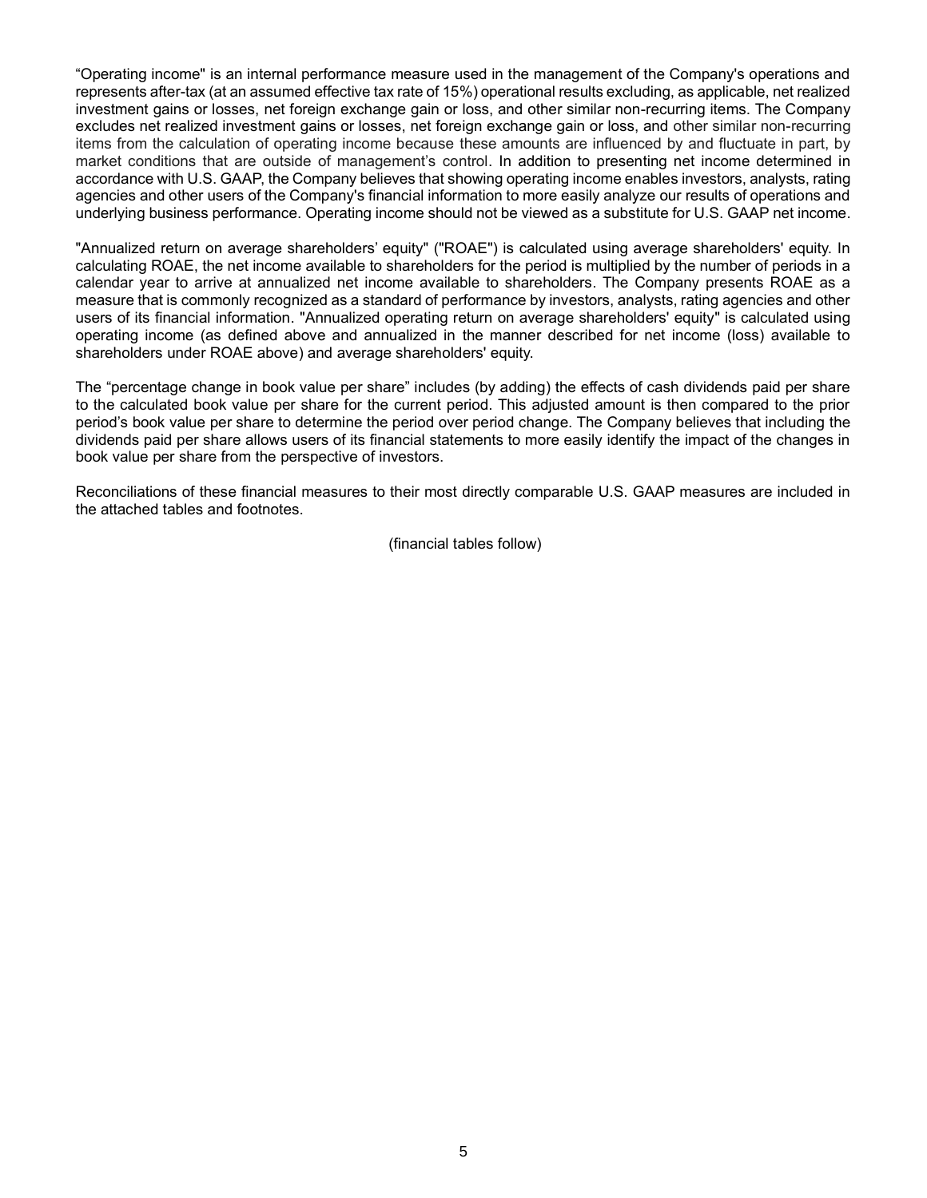“Operating income" is an internal performance measure used in the management of the Company's operations and represents after-tax (at an assumed effective tax rate of 15%) operational results excluding, as applicable, net realized investment gains or losses, net foreign exchange gain or loss, and other similar non-recurring items. The Company excludes net realized investment gains or losses, net foreign exchange gain or loss, and other similar non-recurring items from the calculation of operating income because these amounts are influenced by and fluctuate in part, by market conditions that are outside of management’s control. In addition to presenting net income determined in accordance with U.S. GAAP, the Company believes that showing operating income enables investors, analysts, rating agencies and other users of the Company's financial information to more easily analyze our results of operations and underlying business performance. Operating income should not be viewed as a substitute for U.S. GAAP net income.

"Annualized return on average shareholders’ equity" ("ROAE") is calculated using average shareholders' equity. In calculating ROAE, the net income available to shareholders for the period is multiplied by the number of periods in a calendar year to arrive at annualized net income available to shareholders. The Company presents ROAE as a measure that is commonly recognized as a standard of performance by investors, analysts, rating agencies and other users of its financial information. "Annualized operating return on average shareholders' equity" is calculated using operating income (as defined above and annualized in the manner described for net income (loss) available to shareholders under ROAE above) and average shareholders' equity.

The “percentage change in book value per share” includes (by adding) the effects of cash dividends paid per share to the calculated book value per share for the current period. This adjusted amount is then compared to the prior period’s book value per share to determine the period over period change. The Company believes that including the dividends paid per share allows users of its financial statements to more easily identify the impact of the changes in book value per share from the perspective of investors.

Reconciliations of these financial measures to their most directly comparable U.S. GAAP measures are included in the attached tables and footnotes.

(financial tables follow)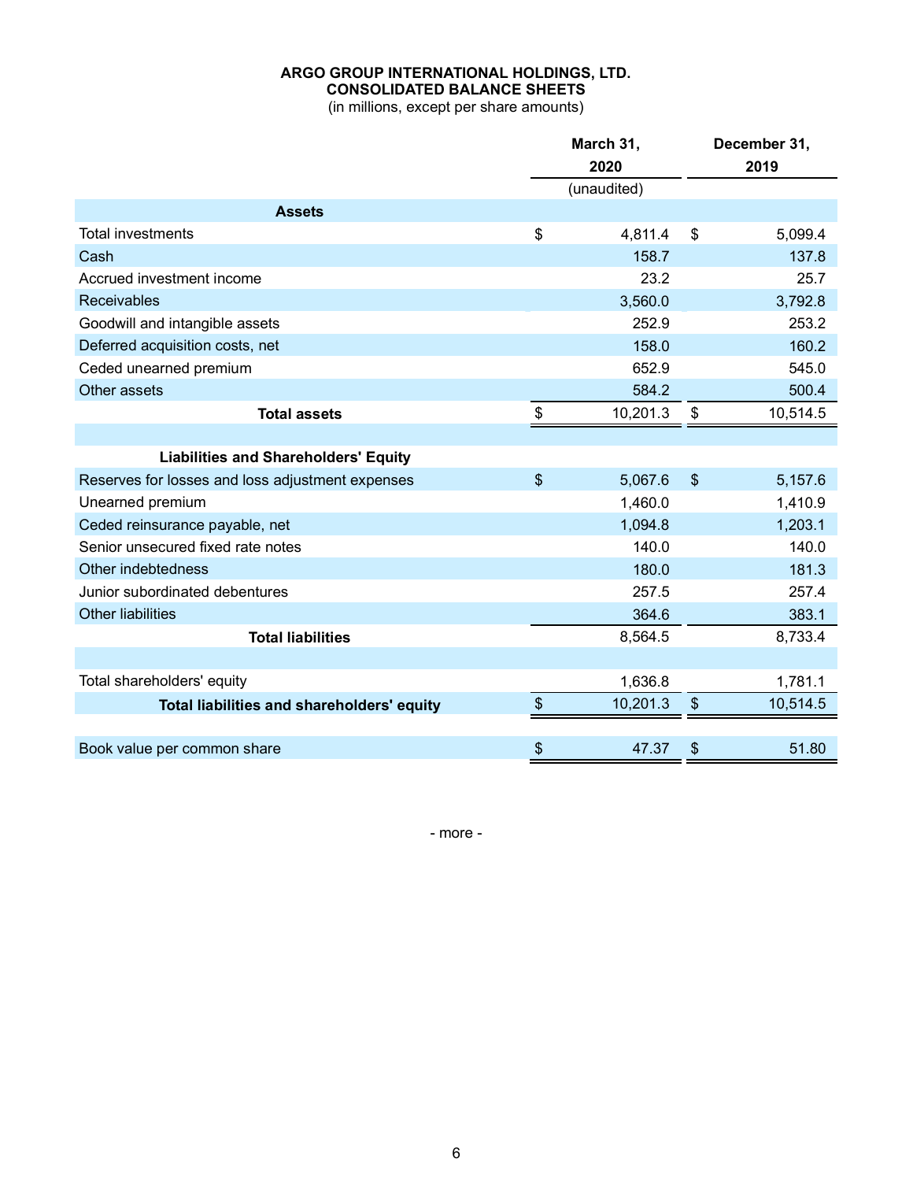**ARGO GROUP INTERNATIONAL HOLDINGS, LTD.**
**CONSOLIDATED BALANCE SHEETS**
(in millions, except per share amounts)

| | March 31, 2020 | December 31, 2019 |
|---|---|---|
| | (unaudited) | |
| **Assets** | | |
| Total investments | $ 4,811.4 | $ 5,099.4 |
| Cash | 158.7 | 137.8 |
| Accrued investment income | 23.2 | 25.7 |
| Receivables | 3,560.0 | 3,792.8 |
| Goodwill and intangible assets | 252.9 | 253.2 |
| Deferred acquisition costs, net | 158.0 | 160.2 |
| Ceded unearned premium | 652.9 | 545.0 |
| Other assets | 584.2 | 500.4 |
| **Total assets** | $ 10,201.3 | $ 10,514.5 |
| | | |
| **Liabilities and Shareholders' Equity** | | |
| Reserves for losses and loss adjustment expenses | $ 5,067.6 | $ 5,157.6 |
| Unearned premium | 1,460.0 | 1,410.9 |
| Ceded reinsurance payable, net | 1,094.8 | 1,203.1 |
| Senior unsecured fixed rate notes | 140.0 | 140.0 |
| Other indebtedness | 180.0 | 181.3 |
| Junior subordinated debentures | 257.5 | 257.4 |
| Other liabilities | 364.6 | 383.1 |
| **Total liabilities** | 8,564.5 | 8,733.4 |
| | | |
| Total shareholders' equity | 1,636.8 | 1,781.1 |
| **Total liabilities and shareholders' equity** | $ 10,201.3 | $ 10,514.5 |
| | | |
| Book value per common share | $ 47.37 | $ 51.80 |

- more -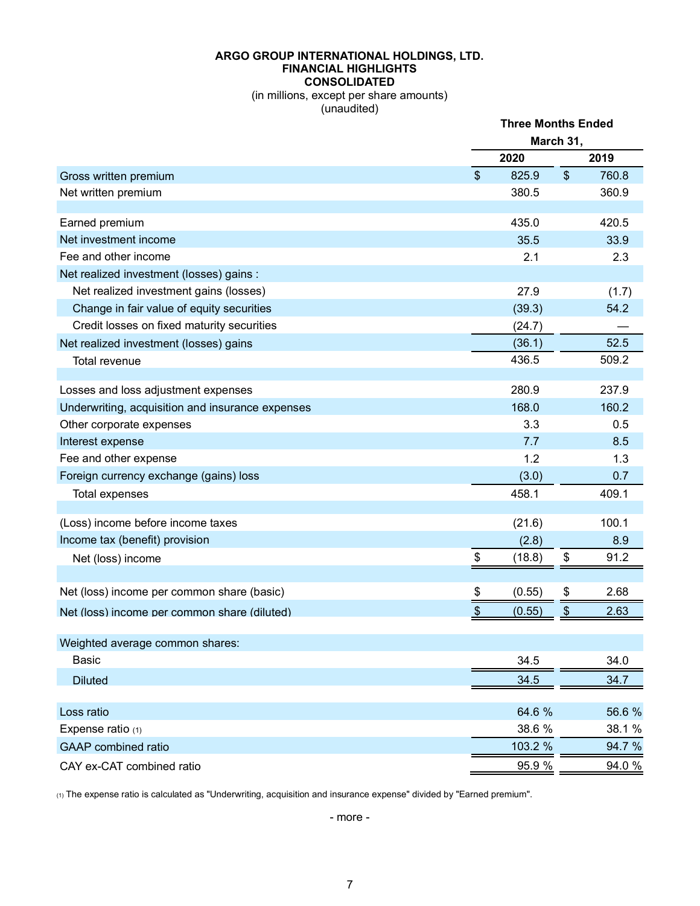**ARGO GROUP INTERNATIONAL HOLDINGS, LTD.**
**FINANCIAL HIGHLIGHTS**
**CONSOLIDATED**
(in millions, except per share amounts)
(unaudited)

| | Three Months Ended March 31, | |
|---|---|---|
| | **2020** | **2019** |
| Gross written premium | $ 825.9 | $ 760.8 |
| Net written premium | 380.5 | 360.9 |
| | | |
| Earned premium | 435.0 | 420.5 |
| Net investment income | 35.5 | 33.9 |
| Fee and other income | 2.1 | 2.3 |
| Net realized investment (losses) gains : | | |
| Net realized investment gains (losses) | 27.9 | (1.7) |
| Change in fair value of equity securities | (39.3) | 54.2 |
| Credit losses on fixed maturity securities | (24.7) | — |
| Net realized investment (losses) gains | (36.1) | 52.5 |
| Total revenue | 436.5 | 509.2 |
| | | |
| Losses and loss adjustment expenses | 280.9 | 237.9 |
| Underwriting, acquisition and insurance expenses | 168.0 | 160.2 |
| Other corporate expenses | 3.3 | 0.5 |
| Interest expense | 7.7 | 8.5 |
| Fee and other expense | 1.2 | 1.3 |
| Foreign currency exchange (gains) loss | (3.0) | 0.7 |
| Total expenses | 458.1 | 409.1 |
| | | |
| (Loss) income before income taxes | (21.6) | 100.1 |
| Income tax (benefit) provision | (2.8) | 8.9 |
| Net (loss) income | $ (18.8) | $ 91.2 |
| | | |
| Net (loss) income per common share (basic) | $ (0.55) | $ 2.68 |
| Net (loss) income per common share (diluted) | $ (0.55) | $ 2.63 |
| | | |
| Weighted average common shares: | | |
| Basic | 34.5 | 34.0 |
| Diluted | 34.5 | 34.7 |
| | | |
| Loss ratio | 64.6 % | 56.6 % |
| Expense ratio (1) | 38.6 % | 38.1 % |
| GAAP combined ratio | 103.2 % | 94.7 % |
| CAY ex-CAT combined ratio | 95.9 % | 94.0 % |

(1) The expense ratio is calculated as "Underwriting, acquisition and insurance expense" divided by "Earned premium".

- more -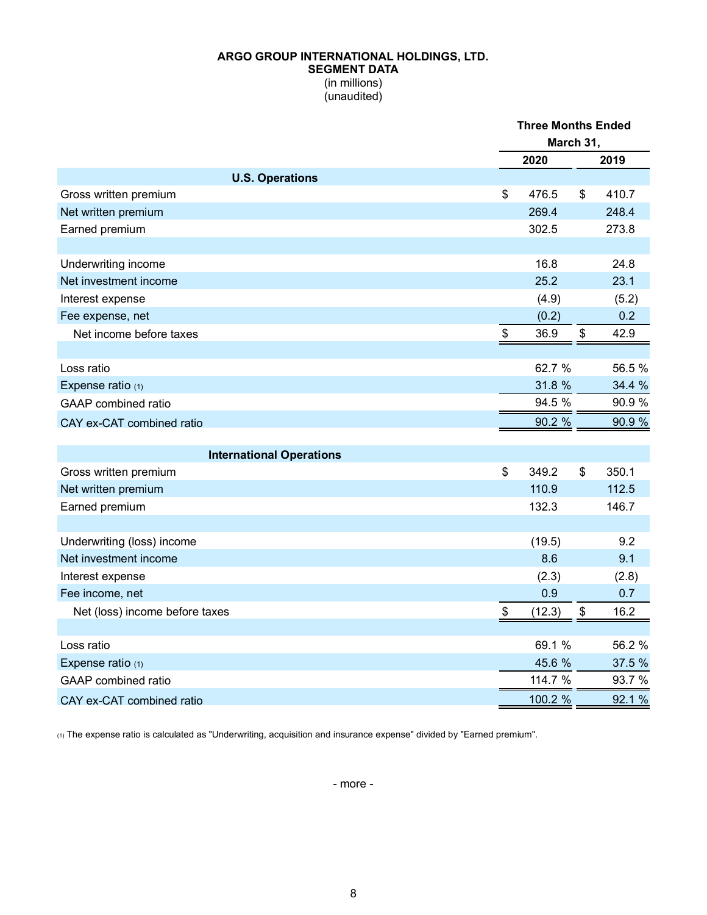**ARGO GROUP INTERNATIONAL HOLDINGS, LTD.**
**SEGMENT DATA**
(in millions)
(unaudited)

| | Three Months Ended March 31, | |
|---|---|---|
| | **2020** | **2019** |
| **U.S. Operations** | | |
| Gross written premium | $ 476.5 | $ 410.7 |
| Net written premium | 269.4 | 248.4 |
| Earned premium | 302.5 | 273.8 |
| | | |
| Underwriting income | 16.8 | 24.8 |
| Net investment income | 25.2 | 23.1 |
| Interest expense | (4.9) | (5.2) |
| Fee expense, net | (0.2) | 0.2 |
| Net income before taxes | $ 36.9 | $ 42.9 |
| | | |
| Loss ratio | 62.7 % | 56.5 % |
| Expense ratio (1) | 31.8 % | 34.4 % |
| GAAP combined ratio | 94.5 % | 90.9 % |
| CAY ex-CAT combined ratio | 90.2 % | 90.9 % |
| | | |
| **International Operations** | | |
| Gross written premium | $ 349.2 | $ 350.1 |
| Net written premium | 110.9 | 112.5 |
| Earned premium | 132.3 | 146.7 |
| | | |
| Underwriting (loss) income | (19.5) | 9.2 |
| Net investment income | 8.6 | 9.1 |
| Interest expense | (2.3) | (2.8) |
| Fee income, net | 0.9 | 0.7 |
| Net (loss) income before taxes | $ (12.3) | $ 16.2 |
| | | |
| Loss ratio | 69.1 % | 56.2 % |
| Expense ratio (1) | 45.6 % | 37.5 % |
| GAAP combined ratio | 114.7 % | 93.7 % |
| CAY ex-CAT combined ratio | 100.2 % | 92.1 % |

(1) The expense ratio is calculated as "Underwriting, acquisition and insurance expense" divided by "Earned premium".

- more -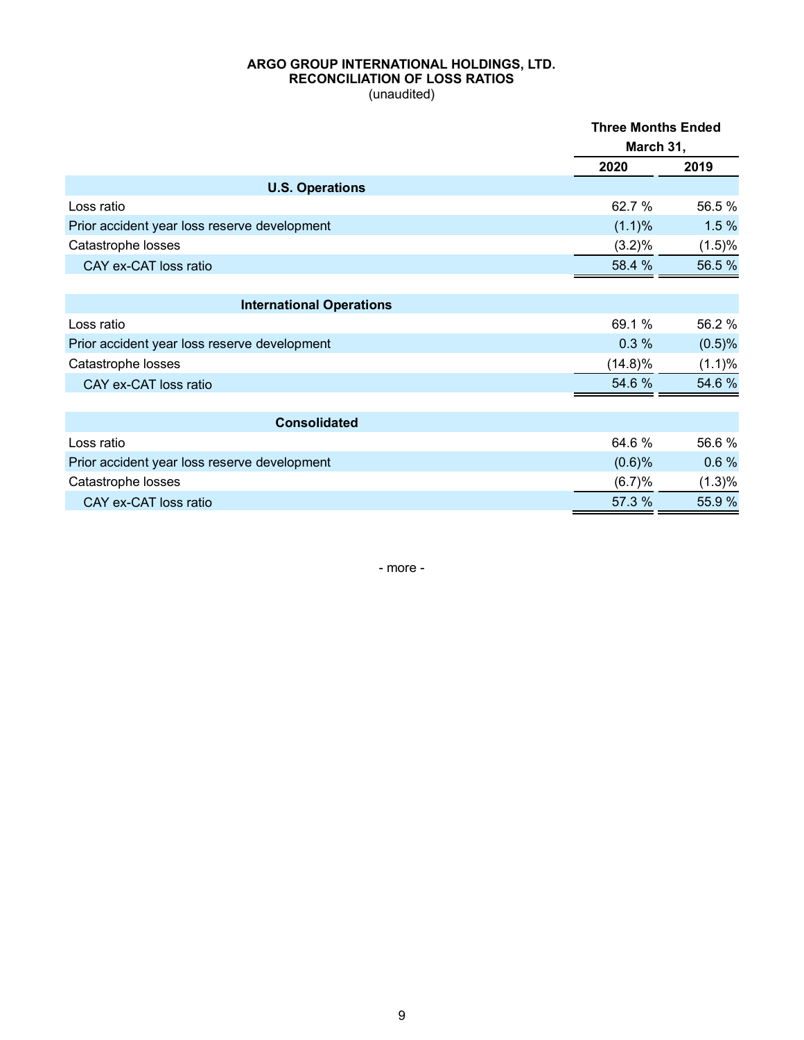**ARGO GROUP INTERNATIONAL HOLDINGS, LTD.**
**RECONCILIATION OF LOSS RATIOS**
(unaudited)

| | Three Months Ended March 31, | |
|---|---|---|
| | **2020** | **2019** |
| **U.S. Operations** | | |
| Loss ratio | 62.7 % | 56.5 % |
| Prior accident year loss reserve development | (1.1)% | 1.5 % |
| Catastrophe losses | (3.2)% | (1.5)% |
| CAY ex-CAT loss ratio | 58.4 % | 56.5 % |
| **International Operations** | | |
| Loss ratio | 69.1 % | 56.2 % |
| Prior accident year loss reserve development | 0.3 % | (0.5)% |
| Catastrophe losses | (14.8)% | (1.1)% |
| CAY ex-CAT loss ratio | 54.6 % | 54.6 % |
| **Consolidated** | | |
| Loss ratio | 64.6 % | 56.6 % |
| Prior accident year loss reserve development | (0.6)% | 0.6 % |
| Catastrophe losses | (6.7)% | (1.3)% |
| CAY ex-CAT loss ratio | 57.3 % | 55.9 % |

- more -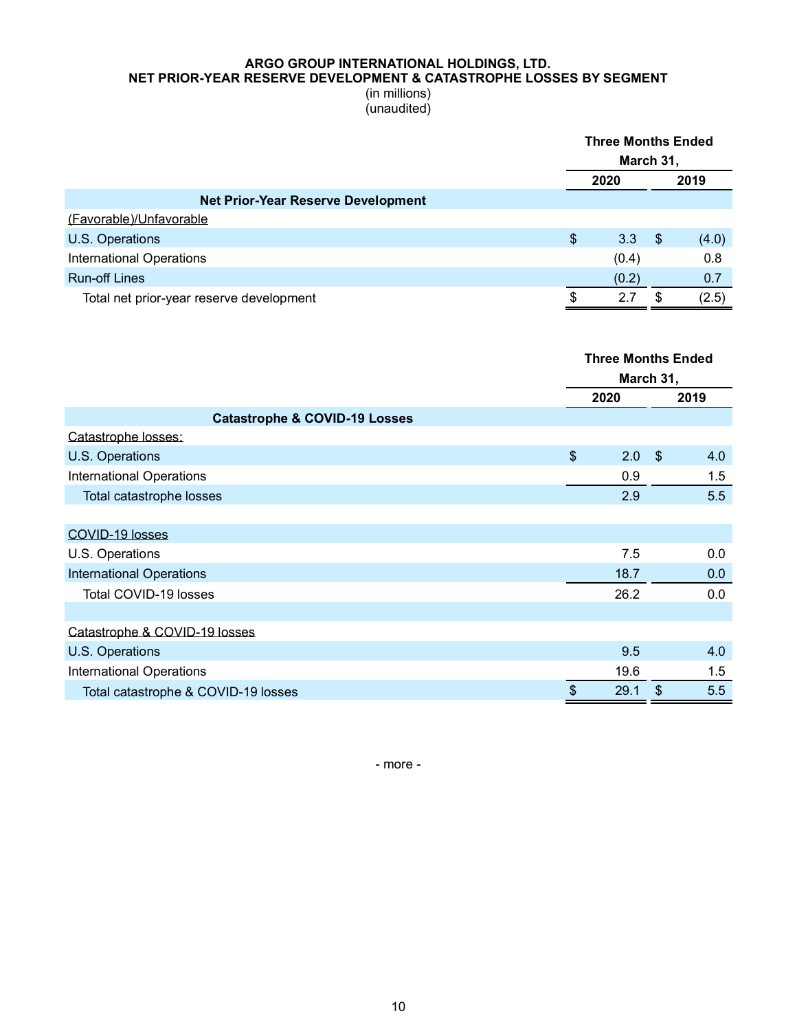# ARGO GROUP INTERNATIONAL HOLDINGS, LTD.
## NET PRIOR-YEAR RESERVE DEVELOPMENT & CATASTROPHE LOSSES BY SEGMENT
(in millions)
(unaudited)

| | Three Months Ended March 31, | |
|---|---|---|
| | 2020 | 2019 |
| **Net Prior-Year Reserve Development** | | |
| (Favorable)/Unfavorable | | |
| U.S. Operations | $ 3.3 | $ (4.0) |
| International Operations | (0.4) | 0.8 |
| Run-off Lines | (0.2) | 0.7 |
| Total net prior-year reserve development | $ 2.7 | $ (2.5) |

| | Three Months Ended March 31, | |
|---|---|---|
| | 2020 | 2019 |
| **Catastrophe & COVID-19 Losses** | | |
| Catastrophe losses: | | |
| U.S. Operations | $ 2.0 | $ 4.0 |
| International Operations | 0.9 | 1.5 |
| Total catastrophe losses | 2.9 | 5.5 |
| | | |
| COVID-19 losses | | |
| U.S. Operations | 7.5 | 0.0 |
| International Operations | 18.7 | 0.0 |
| Total COVID-19 losses | 26.2 | 0.0 |
| | | |
| Catastrophe & COVID-19 losses | | |
| U.S. Operations | 9.5 | 4.0 |
| International Operations | 19.6 | 1.5 |
| Total catastrophe & COVID-19 losses | $ 29.1 | $ 5.5 |

- more -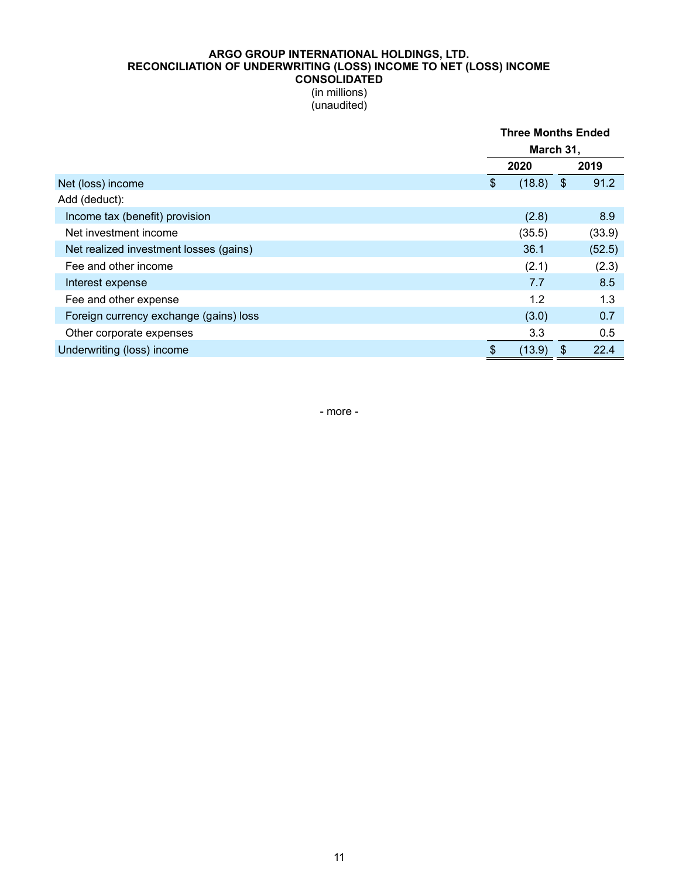**ARGO GROUP INTERNATIONAL HOLDINGS, LTD.**
**RECONCILIATION OF UNDERWRITING (LOSS) INCOME TO NET (LOSS) INCOME**
**CONSOLIDATED**
(in millions)
(unaudited)

| | Three Months Ended March 31, | |
|---|---|---|
| | 2020 | 2019 |
| Net (loss) income | $ (18.8) | $ 91.2 |
| Add (deduct): | | |
| Income tax (benefit) provision | (2.8) | 8.9 |
| Net investment income | (35.5) | (33.9) |
| Net realized investment losses (gains) | 36.1 | (52.5) |
| Fee and other income | (2.1) | (2.3) |
| Interest expense | 7.7 | 8.5 |
| Fee and other expense | 1.2 | 1.3 |
| Foreign currency exchange (gains) loss | (3.0) | 0.7 |
| Other corporate expenses | 3.3 | 0.5 |
| Underwriting (loss) income | $ (13.9) | $ 22.4 |

- more -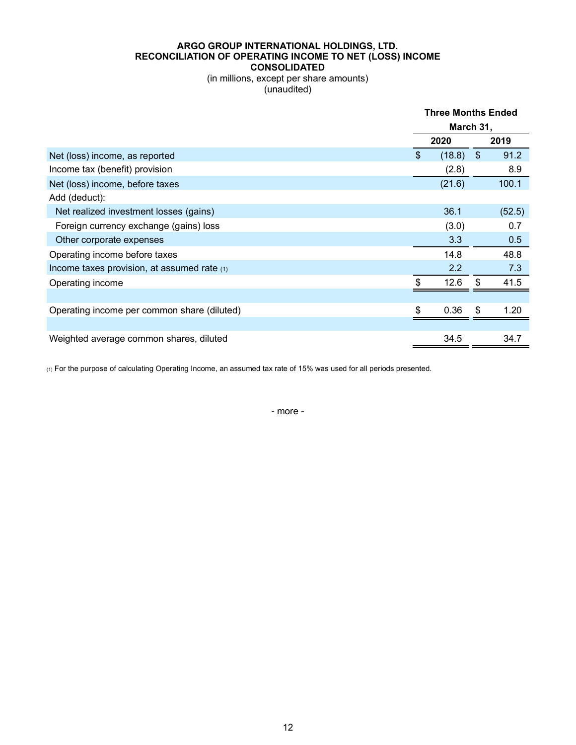**ARGO GROUP INTERNATIONAL HOLDINGS, LTD.**
**RECONCILIATION OF OPERATING INCOME TO NET (LOSS) INCOME**
**CONSOLIDATED**
(in millions, except per share amounts)
(unaudited)

| | Three Months Ended March 31, | |
|---|---|---|
| | **2020** | **2019** |
| Net (loss) income, as reported | $ (18.8) | $ 91.2 |
| Income tax (benefit) provision | (2.8) | 8.9 |
| Net (loss) income, before taxes | (21.6) | 100.1 |
| Add (deduct): | | |
| Net realized investment losses (gains) | 36.1 | (52.5) |
| Foreign currency exchange (gains) loss | (3.0) | 0.7 |
| Other corporate expenses | 3.3 | 0.5 |
| Operating income before taxes | 14.8 | 48.8 |
| Income taxes provision, at assumed rate (1) | 2.2 | 7.3 |
| Operating income | $ 12.6 | $ 41.5 |
| | | |
| Operating income per common share (diluted) | $ 0.36 | $ 1.20 |
| | | |
| Weighted average common shares, diluted | 34.5 | 34.7 |

(1) For the purpose of calculating Operating Income, an assumed tax rate of 15% was used for all periods presented.

- more -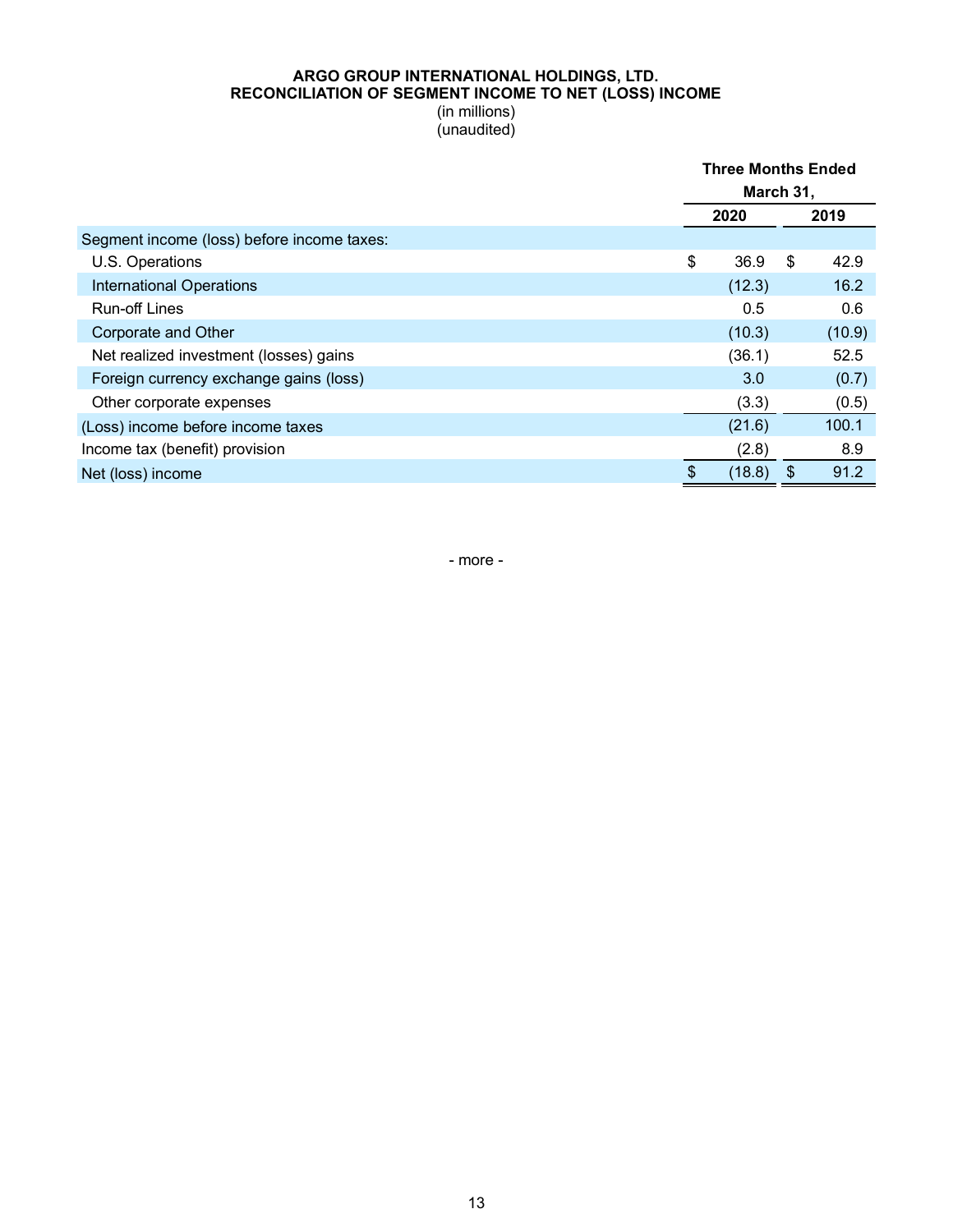**ARGO GROUP INTERNATIONAL HOLDINGS, LTD.**
**RECONCILIATION OF SEGMENT INCOME TO NET (LOSS) INCOME**
(in millions)
(unaudited)

| | Three Months Ended March 31, | |
|---|---|---|
| | 2020 | 2019 |
| Segment income (loss) before income taxes: | | |
| U.S. Operations | $ 36.9 | $ 42.9 |
| International Operations | (12.3) | 16.2 |
| Run-off Lines | 0.5 | 0.6 |
| Corporate and Other | (10.3) | (10.9) |
| Net realized investment (losses) gains | (36.1) | 52.5 |
| Foreign currency exchange gains (loss) | 3.0 | (0.7) |
| Other corporate expenses | (3.3) | (0.5) |
| (Loss) income before income taxes | (21.6) | 100.1 |
| Income tax (benefit) provision | (2.8) | 8.9 |
| Net (loss) income | $ (18.8) | $ 91.2 |

- more -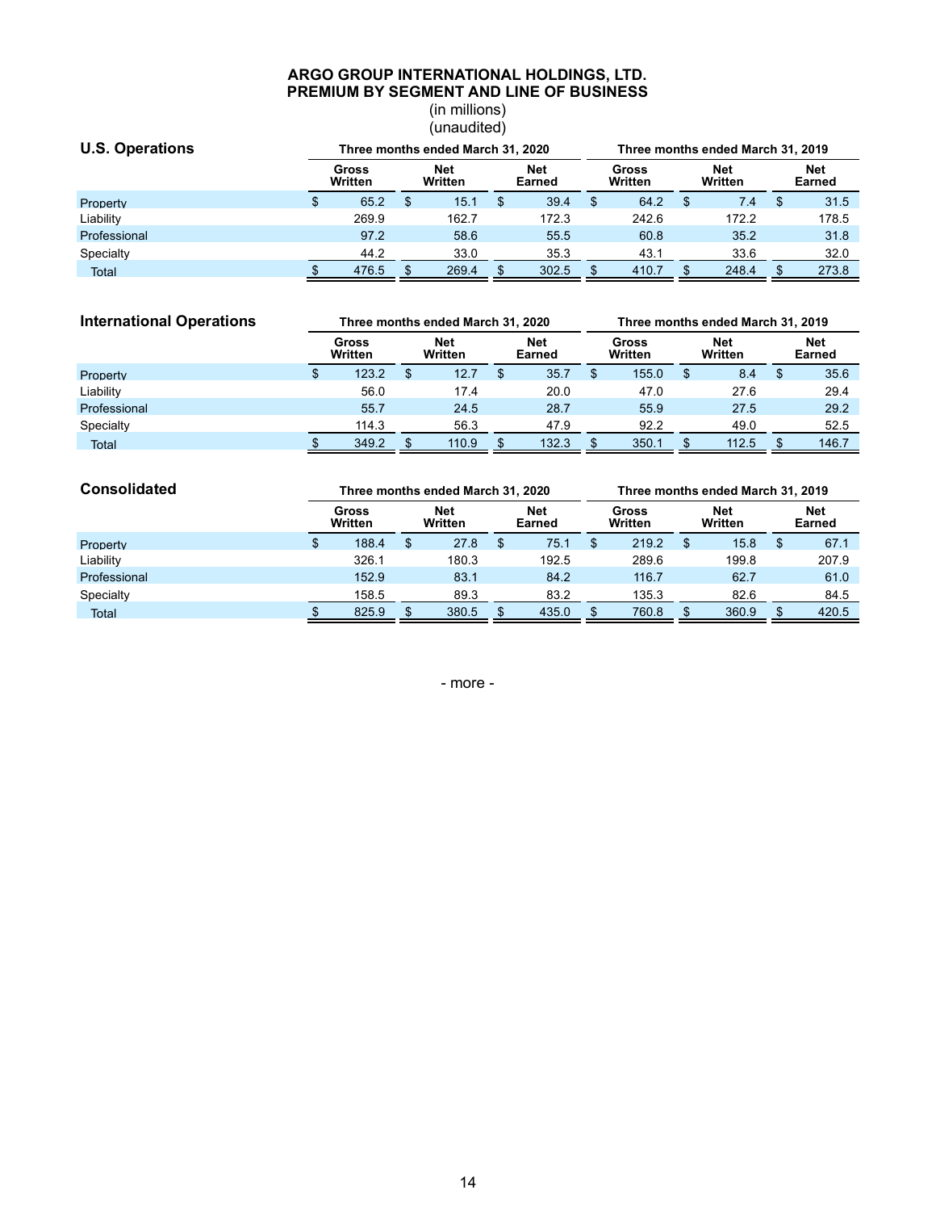**ARGO GROUP INTERNATIONAL HOLDINGS, LTD.**
**PREMIUM BY SEGMENT AND LINE OF BUSINESS**
(in millions)
(unaudited)

| **U.S. Operations** | Three months ended March 31, 2020 | | | Three months ended March 31, 2019 | | |
|---|---|---|---|---|---|---|
| | Gross Written | Net Written | Net Earned | Gross Written | Net Written | Net Earned |
| Property | $ 65.2 | $ 15.1 | $ 39.4 | $ 64.2 | $ 7.4 | $ 31.5 |
| Liability | 269.9 | 162.7 | 172.3 | 242.6 | 172.2 | 178.5 |
| Professional | 97.2 | 58.6 | 55.5 | 60.8 | 35.2 | 31.8 |
| Specialty | 44.2 | 33.0 | 35.3 | 43.1 | 33.6 | 32.0 |
| Total | $ 476.5 | $ 269.4 | $ 302.5 | $ 410.7 | $ 248.4 | $ 273.8 |

| **International Operations** | Three months ended March 31, 2020 | | | Three months ended March 31, 2019 | | |
|---|---|---|---|---|---|---|
| | Gross Written | Net Written | Net Earned | Gross Written | Net Written | Net Earned |
| Property | $ 123.2 | $ 12.7 | $ 35.7 | $ 155.0 | $ 8.4 | $ 35.6 |
| Liability | 56.0 | 17.4 | 20.0 | 47.0 | 27.6 | 29.4 |
| Professional | 55.7 | 24.5 | 28.7 | 55.9 | 27.5 | 29.2 |
| Specialty | 114.3 | 56.3 | 47.9 | 92.2 | 49.0 | 52.5 |
| Total | $ 349.2 | $ 110.9 | $ 132.3 | $ 350.1 | $ 112.5 | $ 146.7 |

| **Consolidated** | Three months ended March 31, 2020 | | | Three months ended March 31, 2019 | | |
|---|---|---|---|---|---|---|
| | Gross Written | Net Written | Net Earned | Gross Written | Net Written | Net Earned |
| Property | $ 188.4 | $ 27.8 | $ 75.1 | $ 219.2 | $ 15.8 | $ 67.1 |
| Liability | 326.1 | 180.3 | 192.5 | 289.6 | 199.8 | 207.9 |
| Professional | 152.9 | 83.1 | 84.2 | 116.7 | 62.7 | 61.0 |
| Specialty | 158.5 | 89.3 | 83.2 | 135.3 | 82.6 | 84.5 |
| Total | $ 825.9 | $ 380.5 | $ 435.0 | $ 760.8 | $ 360.9 | $ 420.5 |

- more -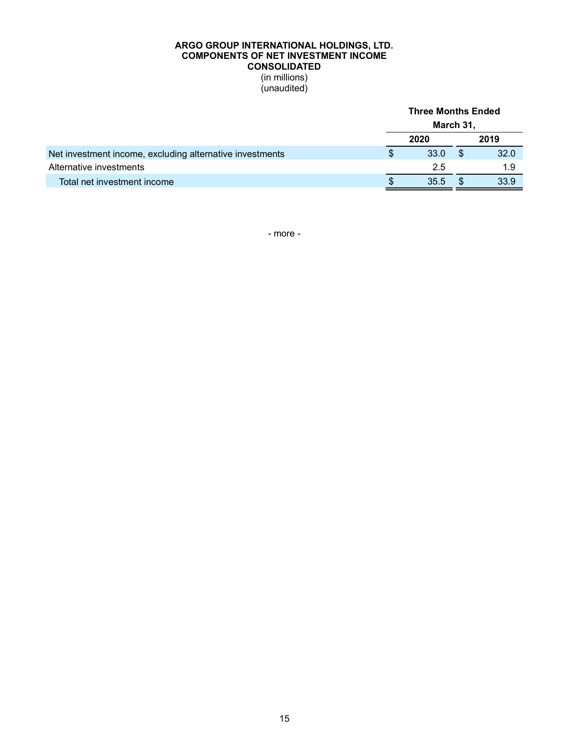**ARGO GROUP INTERNATIONAL HOLDINGS, LTD.**
**COMPONENTS OF NET INVESTMENT INCOME**
**CONSOLIDATED**
(in millions)
(unaudited)

| | Three Months Ended March 31, | |
|---|---|---|
| | **2020** | **2019** |
| Net investment income, excluding alternative investments | $ 33.0 | $ 32.0 |
| Alternative investments | 2.5 | 1.9 |
| Total net investment income | $ 35.5 | $ 33.9 |

- more -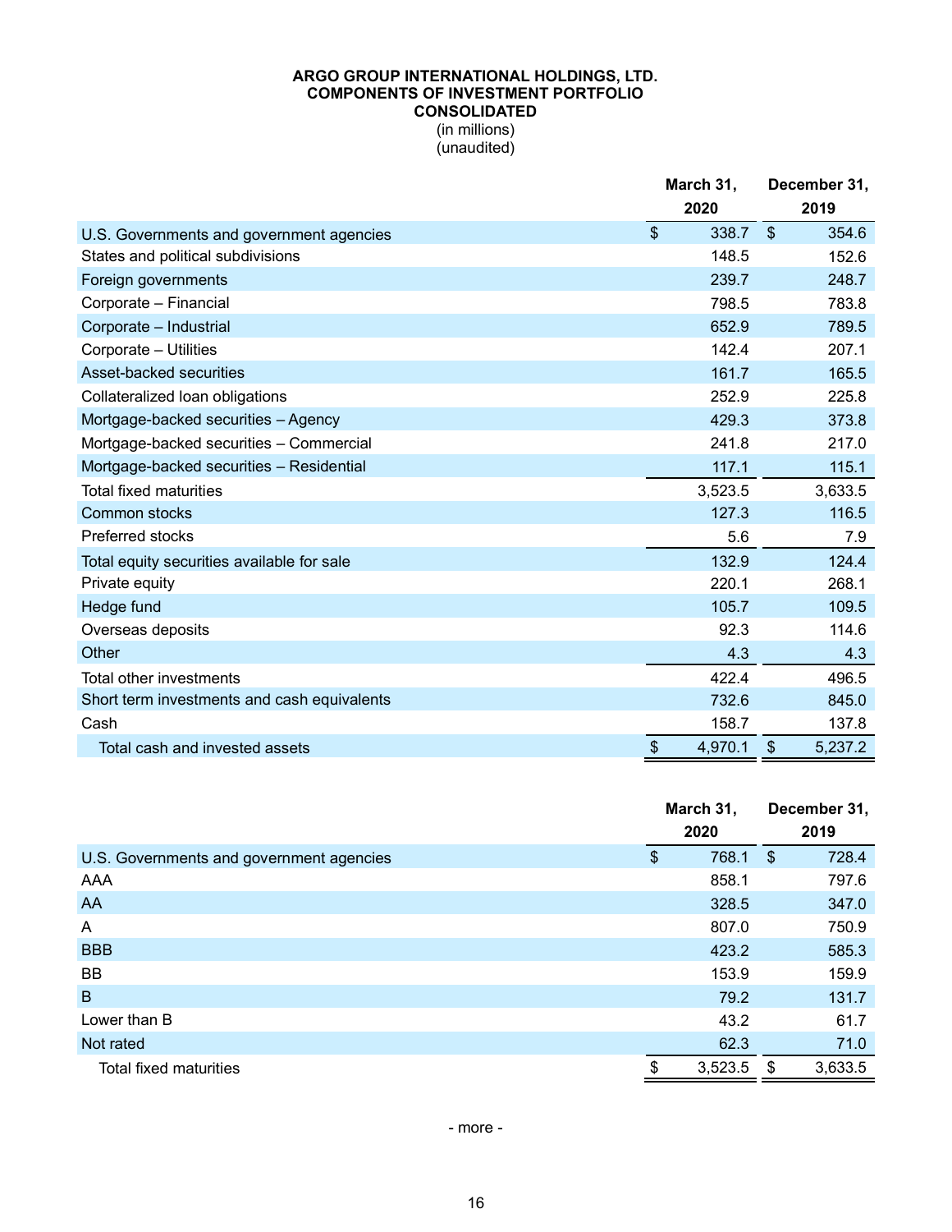**ARGO GROUP INTERNATIONAL HOLDINGS, LTD.**
**COMPONENTS OF INVESTMENT PORTFOLIO**
**CONSOLIDATED**
(in millions)
(unaudited)

| | March 31, 2020 | December 31, 2019 |
|---|---|---|
| U.S. Governments and government agencies | $ 338.7 | $ 354.6 |
| States and political subdivisions | 148.5 | 152.6 |
| Foreign governments | 239.7 | 248.7 |
| Corporate – Financial | 798.5 | 783.8 |
| Corporate – Industrial | 652.9 | 789.5 |
| Corporate – Utilities | 142.4 | 207.1 |
| Asset-backed securities | 161.7 | 165.5 |
| Collateralized loan obligations | 252.9 | 225.8 |
| Mortgage-backed securities – Agency | 429.3 | 373.8 |
| Mortgage-backed securities – Commercial | 241.8 | 217.0 |
| Mortgage-backed securities – Residential | 117.1 | 115.1 |
| Total fixed maturities | 3,523.5 | 3,633.5 |
| Common stocks | 127.3 | 116.5 |
| Preferred stocks | 5.6 | 7.9 |
| Total equity securities available for sale | 132.9 | 124.4 |
| Private equity | 220.1 | 268.1 |
| Hedge fund | 105.7 | 109.5 |
| Overseas deposits | 92.3 | 114.6 |
| Other | 4.3 | 4.3 |
| Total other investments | 422.4 | 496.5 |
| Short term investments and cash equivalents | 732.6 | 845.0 |
| Cash | 158.7 | 137.8 |
| Total cash and invested assets | $ 4,970.1 | $ 5,237.2 |

| | March 31, 2020 | December 31, 2019 |
|---|---|---|
| U.S. Governments and government agencies | $ 768.1 | $ 728.4 |
| AAA | 858.1 | 797.6 |
| AA | 328.5 | 347.0 |
| A | 807.0 | 750.9 |
| BBB | 423.2 | 585.3 |
| BB | 153.9 | 159.9 |
| B | 79.2 | 131.7 |
| Lower than B | 43.2 | 61.7 |
| Not rated | 62.3 | 71.0 |
| Total fixed maturities | $ 3,523.5 | $ 3,633.5 |

- more -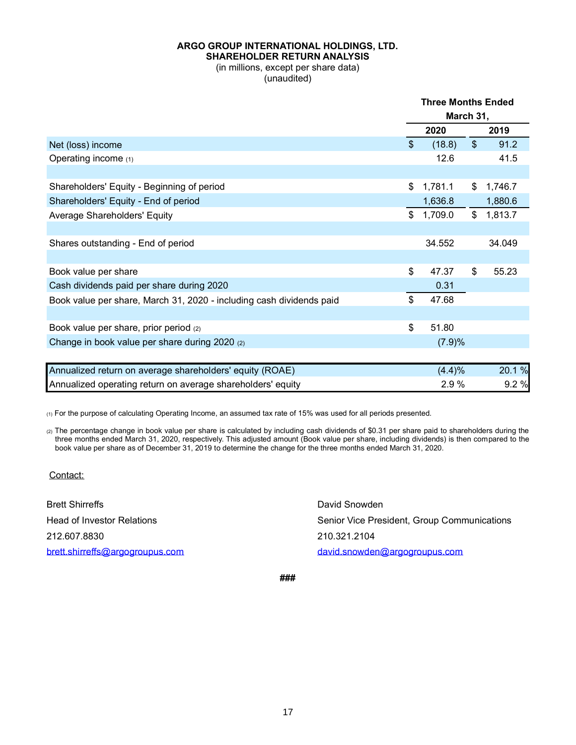**ARGO GROUP INTERNATIONAL HOLDINGS, LTD.**
**SHAREHOLDER RETURN ANALYSIS**
(in millions, except per share data)
(unaudited)

| | Three Months Ended March 31, | |
|---|---|---|
| | **2020** | **2019** |
| Net (loss) income | $ (18.8) | $ 91.2 |
| Operating income (1) | 12.6 | 41.5 |
| | | |
| Shareholders' Equity - Beginning of period | $ 1,781.1 | $ 1,746.7 |
| Shareholders' Equity - End of period | 1,636.8 | 1,880.6 |
| Average Shareholders' Equity | $ 1,709.0 | $ 1,813.7 |
| | | |
| Shares outstanding - End of period | 34.552 | 34.049 |
| | | |
| Book value per share | $ 47.37 | $ 55.23 |
| Cash dividends paid per share during 2020 | 0.31 | |
| Book value per share, March 31, 2020 - including cash dividends paid | $ 47.68 | |
| | | |
| Book value per share, prior period (2) | $ 51.80 | |
| Change in book value per share during 2020 (2) | (7.9)% | |
| | | |
| Annualized return on average shareholders' equity (ROAE) | (4.4)% | 20.1 % |
| Annualized operating return on average shareholders' equity | 2.9 % | 9.2 % |

(1) For the purpose of calculating Operating Income, an assumed tax rate of 15% was used for all periods presented.

(2) The percentage change in book value per share is calculated by including cash dividends of $0.31 per share paid to shareholders during the three months ended March 31, 2020, respectively. This adjusted amount (Book value per share, including dividends) is then compared to the book value per share as of December 31, 2019 to determine the change for the three months ended March 31, 2020.

Contact:

Brett Shirreffs
Head of Investor Relations
212.607.8830
brett.shirreffs@argogroupus.com

David Snowden
Senior Vice President, Group Communications
210.321.2104
david.snowden@argogroupus.com

###